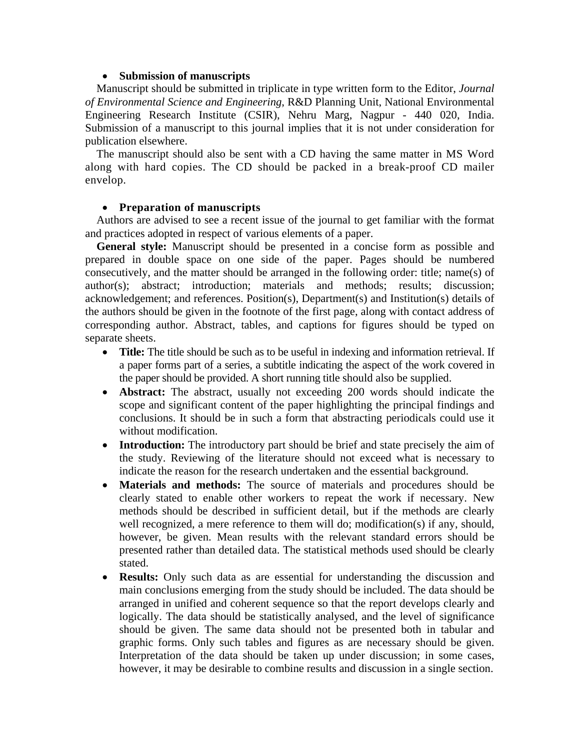- **Submission of manuscripts**

Manuscript should be submitted in triplicate in type written form to the Editor, *Journal of Environmental Science and Engineering*, R&D Planning Unit, National Environmental Engineering Research Institute (CSIR), Nehru Marg, Nagpur - 440 020, India. Submission of a manuscript to this journal implies that it is not under consideration for publication elsewhere.

The manuscript should also be sent with a CD having the same matter in MS Word along with hard copies. The CD should be packed in a break-proof CD mailer envelop.

- **Preparation of manuscripts**

Authors are advised to see a recent issue of the journal to get familiar with the format and practices adopted in respect of various elements of a paper.

**General style:** Manuscript should be presented in a concise form as possible and prepared in double space on one side of the paper. Pages should be numbered consecutively, and the matter should be arranged in the following order: title; name(s) of author(s); abstract; introduction; materials and methods; results; discussion; acknowledgement; and references. Position(s), Department(s) and Institution(s) details of the authors should be given in the footnote of the first page, along with contact address of corresponding author. Abstract, tables, and captions for figures should be typed on separate sheets.

- **Title:** The title should be such as to be useful in indexing and information retrieval. If a paper forms part of a series, a subtitle indicating the aspect of the work covered in the paper should be provided. A short running title should also be supplied.
- **Abstract:** The abstract, usually not exceeding 200 words should indicate the scope and significant content of the paper highlighting the principal findings and conclusions. It should be in such a form that abstracting periodicals could use it without modification.
- **Introduction:** The introductory part should be brief and state precisely the aim of the study. Reviewing of the literature should not exceed what is necessary to indicate the reason for the research undertaken and the essential background.
- **Materials and methods:** The source of materials and procedures should be clearly stated to enable other workers to repeat the work if necessary. New methods should be described in sufficient detail, but if the methods are clearly well recognized, a mere reference to them will do; modification(s) if any, should, however, be given. Mean results with the relevant standard errors should be presented rather than detailed data. The statistical methods used should be clearly stated.
- **Results:** Only such data as are essential for understanding the discussion and main conclusions emerging from the study should be included. The data should be arranged in unified and coherent sequence so that the report develops clearly and logically. The data should be statistically analysed, and the level of significance should be given. The same data should not be presented both in tabular and graphic forms. Only such tables and figures as are necessary should be given. Interpretation of the data should be taken up under discussion; in some cases, however, it may be desirable to combine results and discussion in a single section.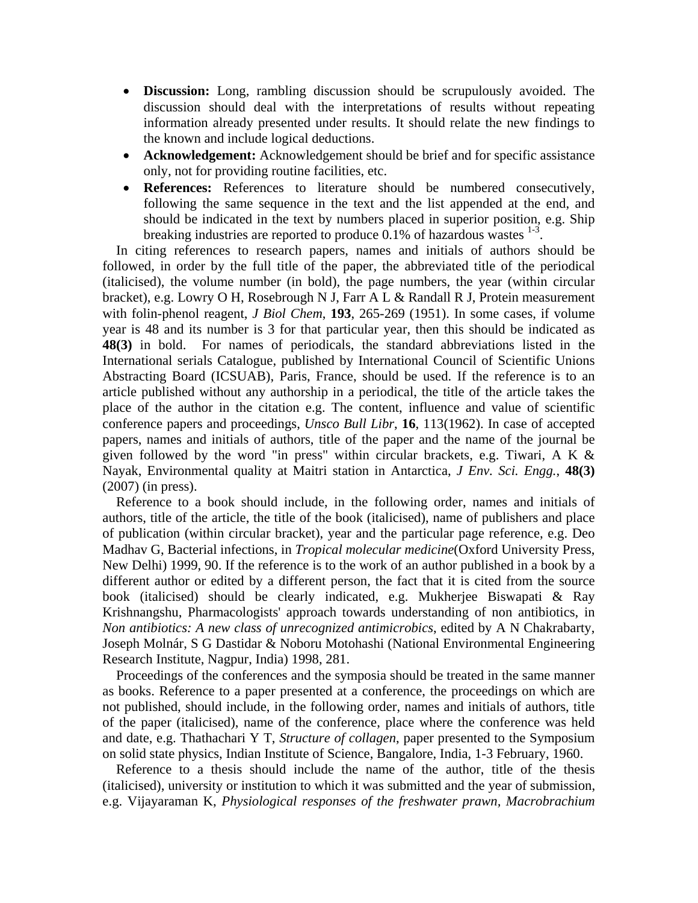- **Discussion:** Long, rambling discussion should be scrupulously avoided. The discussion should deal with the interpretations of results without repeating information already presented under results. It should relate the new findings to the known and include logical deductions.
- **Acknowledgement:** Acknowledgement should be brief and for specific assistance only, not for providing routine facilities, etc.
- **References:** References to literature should be numbered consecutively, following the same sequence in the text and the list appended at the end, and should be indicated in the text by numbers placed in superior position, e.g. Ship breaking industries are reported to produce 0.1% of hazardous wastes [1-3].

In citing references to research papers, names and initials of authors should be followed, in order by the full title of the paper, the abbreviated title of the periodical (italicised), the volume number (in bold), the page numbers, the year (within circular bracket), e.g. Lowry O H, Rosebrough N J, Farr A L & Randall R J, Protein measurement with folin-phenol reagent, *J Biol Chem*, **193**, 265-269 (1951). In some cases, if volume year is 48 and its number is 3 for that particular year, then this should be indicated as **48(3)** in bold. For names of periodicals, the standard abbreviations listed in the International serials Catalogue, published by International Council of Scientific Unions Abstracting Board (ICSUAB), Paris, France, should be used. If the reference is to an article published without any authorship in a periodical, the title of the article takes the place of the author in the citation e.g. The content, influence and value of scientific conference papers and proceedings, *Unsco Bull Libr,* **16**, 113(1962). In case of accepted papers, names and initials of authors, title of the paper and the name of the journal be given followed by the word "in press" within circular brackets, e.g. Tiwari, A K & Nayak, Environmental quality at Maitri station in Antarctica, *J Env. Sci. Engg.*, **48(3)** (2007) (in press).

Reference to a book should include, in the following order, names and initials of authors, title of the article, the title of the book (italicised), name of publishers and place of publication (within circular bracket), year and the particular page reference, e.g. Deo Madhav G, Bacterial infections, in *Tropical molecular medicine*(Oxford University Press, New Delhi) 1999, 90. If the reference is to the work of an author published in a book by a different author or edited by a different person, the fact that it is cited from the source book (italicised) should be clearly indicated, e.g. Mukherjee Biswapati & Ray Krishnangshu, Pharmacologists' approach towards understanding of non antibiotics, in *Non antibiotics: A new class of unrecognized antimicrobics*, edited by A N Chakrabarty, Joseph Molnár, S G Dastidar & Noboru Motohashi (National Environmental Engineering Research Institute, Nagpur, India) 1998, 281.

Proceedings of the conferences and the symposia should be treated in the same manner as books. Reference to a paper presented at a conference, the proceedings on which are not published, should include, in the following order, names and initials of authors, title of the paper (italicised), name of the conference, place where the conference was held and date, e.g. Thathachari Y T, *Structure of collagen*, paper presented to the Symposium on solid state physics, Indian Institute of Science, Bangalore, India, 1-3 February, 1960.

Reference to a thesis should include the name of the author, title of the thesis (italicised), university or institution to which it was submitted and the year of submission, e.g. Vijayaraman K, *Physiological responses of the freshwater prawn, Macrobrachium*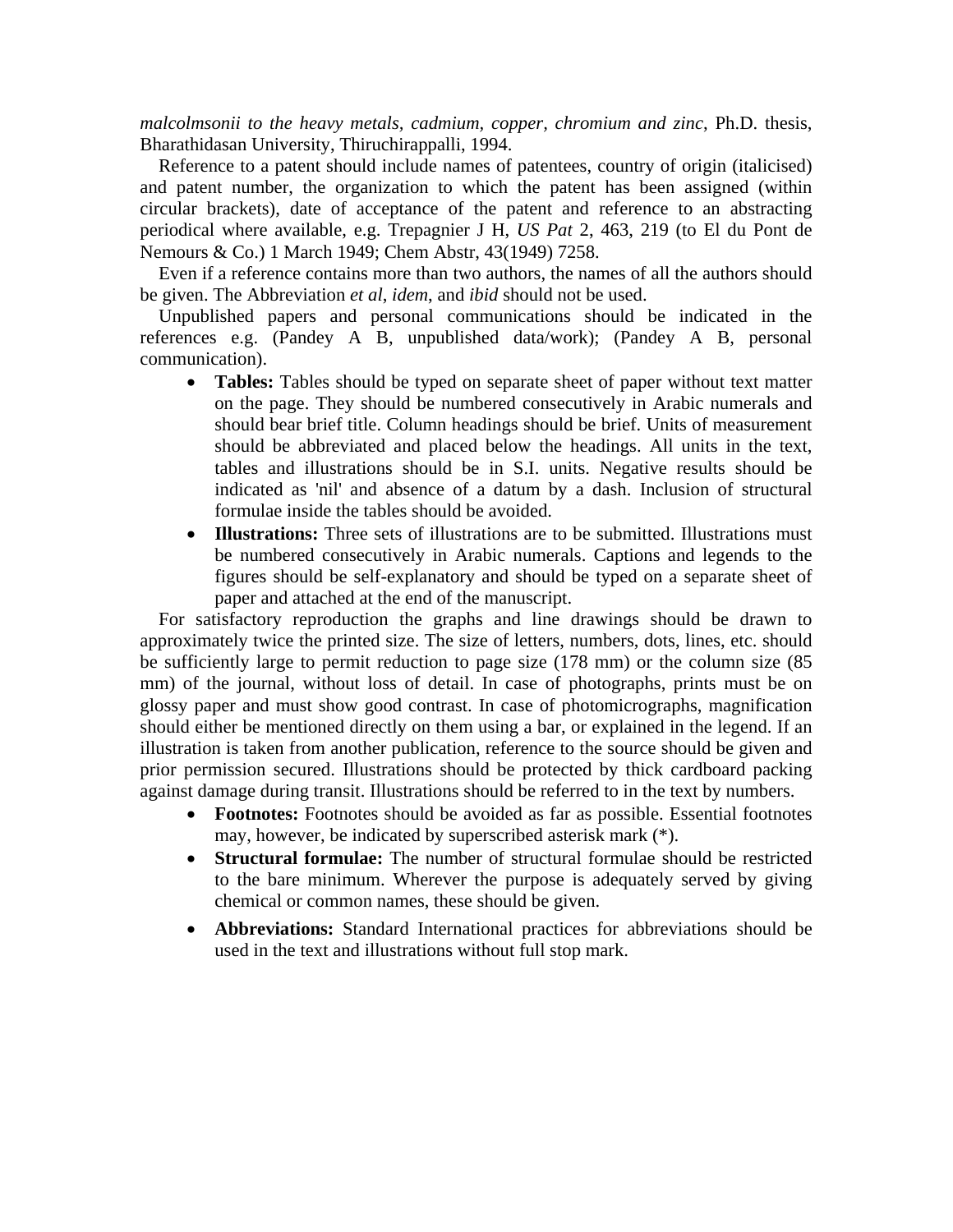*malcolmsonii to the heavy metals*, *cadmium*, *copper, chromium and zinc*, Ph.D. thesis, Bharathidasan University, Thiruchirappalli, 1994.

Reference to a patent should include names of patentees, country of origin (italicised) and patent number, the organization to which the patent has been assigned (within circular brackets), date of acceptance of the patent and reference to an abstracting periodical where available, e.g. Trepagnier J H, *US Pat* 2, 463, 219 (to El du Pont de Nemours & Co.) 1 March 1949; Chem Abstr, 43(1949) 7258.

Even if a reference contains more than two authors, the names of all the authors should be given. The Abbreviation *et al*, *idem*, and *ibid* should not be used.

Unpublished papers and personal communications should be indicated in the references e.g. (Pandey A B, unpublished data/work); (Pandey A B, personal communication).

- **Tables:** Tables should be typed on separate sheet of paper without text matter on the page. They should be numbered consecutively in Arabic numerals and should bear brief title. Column headings should be brief. Units of measurement should be abbreviated and placed below the headings. All units in the text, tables and illustrations should be in S.I. units. Negative results should be indicated as 'nil' and absence of a datum by a dash. Inclusion of structural formulae inside the tables should be avoided.
- **Illustrations:** Three sets of illustrations are to be submitted. Illustrations must be numbered consecutively in Arabic numerals. Captions and legends to the figures should be self-explanatory and should be typed on a separate sheet of paper and attached at the end of the manuscript.

For satisfactory reproduction the graphs and line drawings should be drawn to approximately twice the printed size. The size of letters, numbers, dots, lines, etc. should be sufficiently large to permit reduction to page size (178 mm) or the column size (85 mm) of the journal, without loss of detail. In case of photographs, prints must be on glossy paper and must show good contrast. In case of photomicrographs, magnification should either be mentioned directly on them using a bar, or explained in the legend. If an illustration is taken from another publication, reference to the source should be given and prior permission secured. Illustrations should be protected by thick cardboard packing against damage during transit. Illustrations should be referred to in the text by numbers.

- **Footnotes:** Footnotes should be avoided as far as possible. Essential footnotes may, however, be indicated by superscribed asterisk mark (*).
- **Structural formulae:** The number of structural formulae should be restricted to the bare minimum. Wherever the purpose is adequately served by giving chemical or common names, these should be given.
- **Abbreviations:** Standard International practices for abbreviations should be used in the text and illustrations without full stop mark.